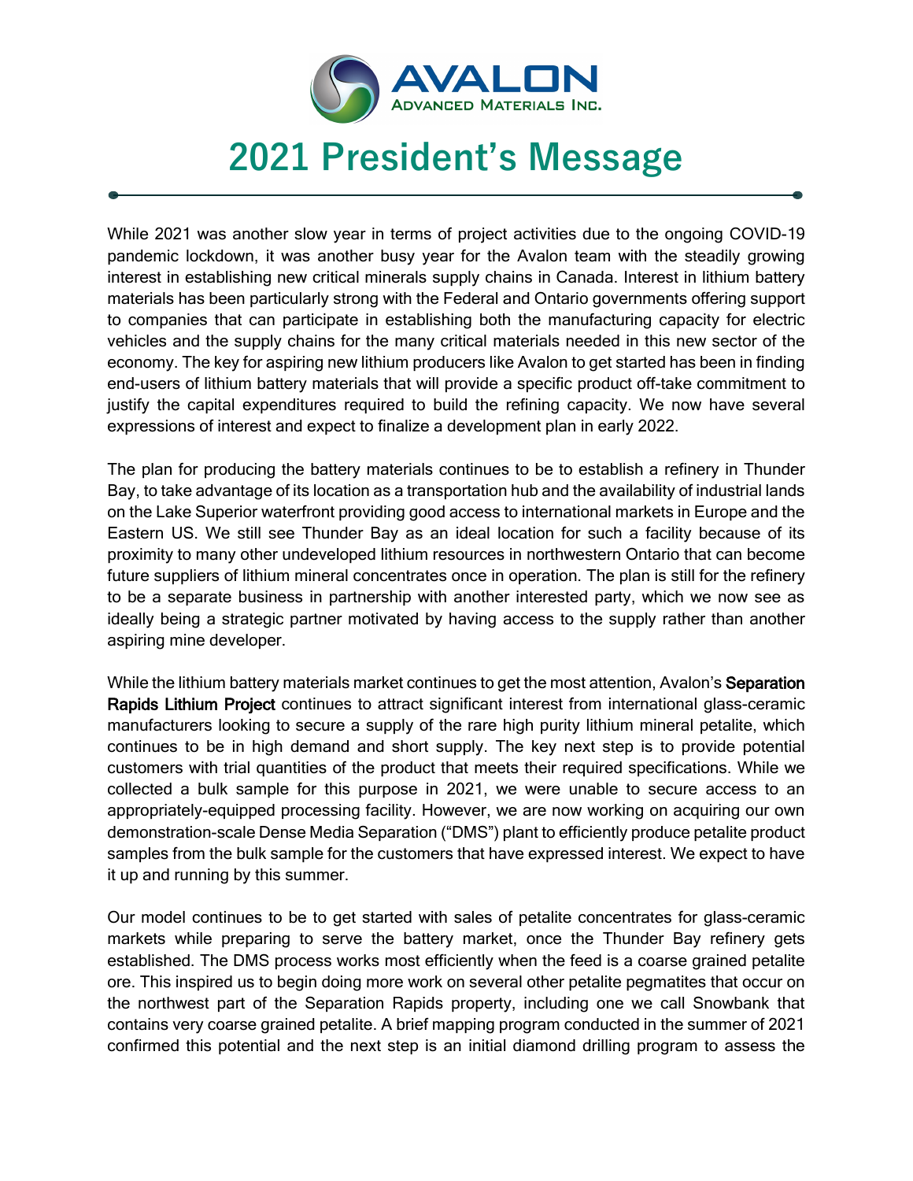AVALON ADVANCED MATERIALS INC.

# 2021 President's Message

While 2021 was another slow year in terms of project activities due to the ongoing COVID-19 pandemic lockdown, it was another busy year for the Avalon team with the steadily growing interest in establishing new critical minerals supply chains in Canada. Interest in lithium battery materials has been particularly strong with the Federal and Ontario governments offering support to companies that can participate in establishing both the manufacturing capacity for electric vehicles and the supply chains for the many critical materials needed in this new sector of the economy. The key for aspiring new lithium producers like Avalon to get started has been in finding end-users of lithium battery materials that will provide a specific product off-take commitment to justify the capital expenditures required to build the refining capacity. We now have several expressions of interest and expect to finalize a development plan in early 2022.

The plan for producing the battery materials continues to be to establish a refinery in Thunder Bay, to take advantage of its location as a transportation hub and the availability of industrial lands on the Lake Superior waterfront providing good access to international markets in Europe and the Eastern US. We still see Thunder Bay as an ideal location for such a facility because of its proximity to many other undeveloped lithium resources in northwestern Ontario that can become future suppliers of lithium mineral concentrates once in operation. The plan is still for the refinery to be a separate business in partnership with another interested party, which we now see as ideally being a strategic partner motivated by having access to the supply rather than another aspiring mine developer.

While the lithium battery materials market continues to get the most attention, Avalon's **Separation Rapids Lithium Project** continues to attract significant interest from international glass-ceramic manufacturers looking to secure a supply of the rare high purity lithium mineral petalite, which continues to be in high demand and short supply. The key next step is to provide potential customers with trial quantities of the product that meets their required specifications. While we collected a bulk sample for this purpose in 2021, we were unable to secure access to an appropriately-equipped processing facility. However, we are now working on acquiring our own demonstration-scale Dense Media Separation ("DMS") plant to efficiently produce petalite product samples from the bulk sample for the customers that have expressed interest. We expect to have it up and running by this summer.

Our model continues to be to get started with sales of petalite concentrates for glass-ceramic markets while preparing to serve the battery market, once the Thunder Bay refinery gets established. The DMS process works most efficiently when the feed is a coarse grained petalite ore. This inspired us to begin doing more work on several other petalite pegmatites that occur on the northwest part of the Separation Rapids property, including one we call Snowbank that contains very coarse grained petalite. A brief mapping program conducted in the summer of 2021 confirmed this potential and the next step is an initial diamond drilling program to assess the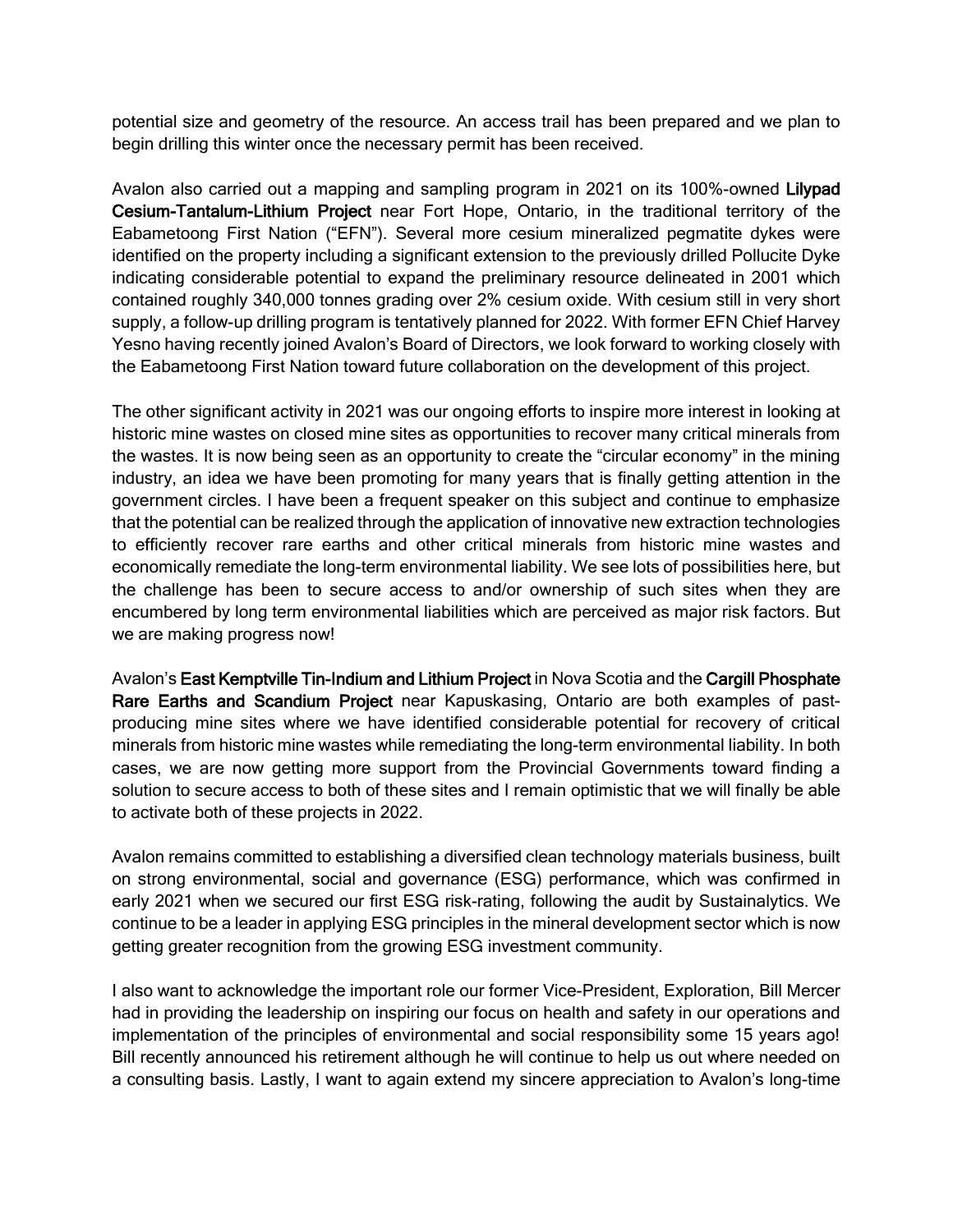potential size and geometry of the resource. An access trail has been prepared and we plan to begin drilling this winter once the necessary permit has been received.

Avalon also carried out a mapping and sampling program in 2021 on its 100%-owned **Lilypad Cesium-Tantalum-Lithium Project** near Fort Hope, Ontario, in the traditional territory of the Eabametoong First Nation ("EFN"). Several more cesium mineralized pegmatite dykes were identified on the property including a significant extension to the previously drilled Pollucite Dyke indicating considerable potential to expand the preliminary resource delineated in 2001 which contained roughly 340,000 tonnes grading over 2% cesium oxide. With cesium still in very short supply, a follow-up drilling program is tentatively planned for 2022. With former EFN Chief Harvey Yesno having recently joined Avalon's Board of Directors, we look forward to working closely with the Eabametoong First Nation toward future collaboration on the development of this project.

The other significant activity in 2021 was our ongoing efforts to inspire more interest in looking at historic mine wastes on closed mine sites as opportunities to recover many critical minerals from the wastes. It is now being seen as an opportunity to create the "circular economy" in the mining industry, an idea we have been promoting for many years that is finally getting attention in the government circles. I have been a frequent speaker on this subject and continue to emphasize that the potential can be realized through the application of innovative new extraction technologies to efficiently recover rare earths and other critical minerals from historic mine wastes and economically remediate the long-term environmental liability. We see lots of possibilities here, but the challenge has been to secure access to and/or ownership of such sites when they are encumbered by long term environmental liabilities which are perceived as major risk factors. But we are making progress now!

Avalon's **East Kemptville Tin-Indium and Lithium Project** in Nova Scotia and the **Cargill Phosphate Rare Earths and Scandium Project** near Kapuskasing, Ontario are both examples of past-producing mine sites where we have identified considerable potential for recovery of critical minerals from historic mine wastes while remediating the long-term environmental liability. In both cases, we are now getting more support from the Provincial Governments toward finding a solution to secure access to both of these sites and I remain optimistic that we will finally be able to activate both of these projects in 2022.

Avalon remains committed to establishing a diversified clean technology materials business, built on strong environmental, social and governance (ESG) performance, which was confirmed in early 2021 when we secured our first ESG risk-rating, following the audit by Sustainalytics. We continue to be a leader in applying ESG principles in the mineral development sector which is now getting greater recognition from the growing ESG investment community.

I also want to acknowledge the important role our former Vice-President, Exploration, Bill Mercer had in providing the leadership on inspiring our focus on health and safety in our operations and implementation of the principles of environmental and social responsibility some 15 years ago! Bill recently announced his retirement although he will continue to help us out where needed on a consulting basis. Lastly, I want to again extend my sincere appreciation to Avalon's long-time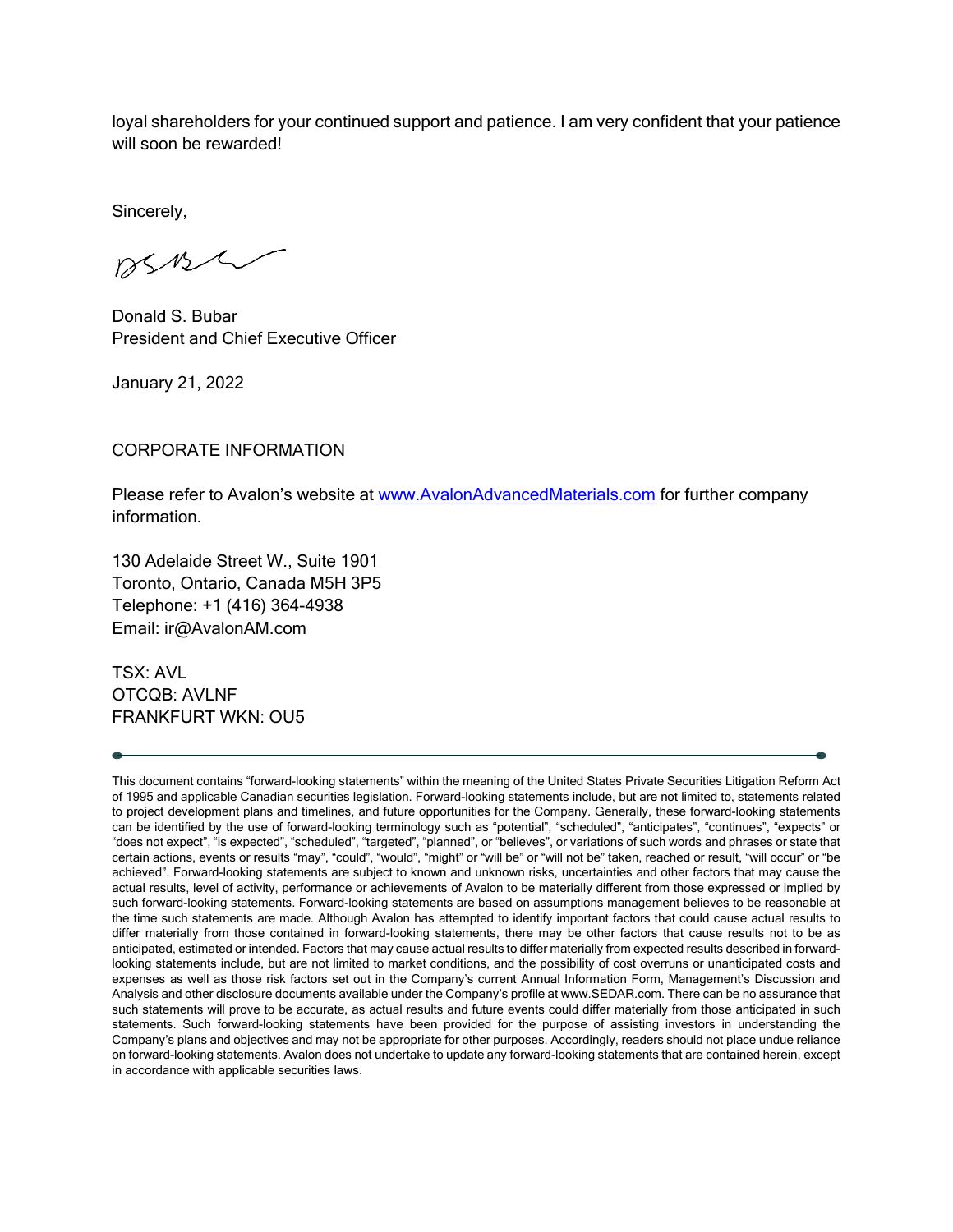loyal shareholders for your continued support and patience. I am very confident that your patience will soon be rewarded!

Sincerely,

Donald S. Bubar
President and Chief Executive Officer

January 21, 2022

CORPORATE INFORMATION

Please refer to Avalon's website at [www.AvalonAdvancedMaterials.com](http://www.AvalonAdvancedMaterials.com) for further company information.

130 Adelaide Street W., Suite 1901
Toronto, Ontario, Canada M5H 3P5
Telephone: +1 (416) 364-4938
Email: ir@AvalonAM.com

TSX: AVL
OTCQB: AVLNF
FRANKFURT WKN: OU5

---

This document contains "forward-looking statements" within the meaning of the United States Private Securities Litigation Reform Act of 1995 and applicable Canadian securities legislation. Forward-looking statements include, but are not limited to, statements related to project development plans and timelines, and future opportunities for the Company. Generally, these forward-looking statements can be identified by the use of forward-looking terminology such as "potential", "scheduled", "anticipates", "continues", "expects" or "does not expect", "is expected", "scheduled", "targeted", "planned", or "believes", or variations of such words and phrases or state that certain actions, events or results "may", "could", "would", "might" or "will be" or "will not be" taken, reached or result, "will occur" or "be achieved". Forward-looking statements are subject to known and unknown risks, uncertainties and other factors that may cause the actual results, level of activity, performance or achievements of Avalon to be materially different from those expressed or implied by such forward-looking statements. Forward-looking statements are based on assumptions management believes to be reasonable at the time such statements are made. Although Avalon has attempted to identify important factors that could cause actual results to differ materially from those contained in forward-looking statements, there may be other factors that cause results not to be as anticipated, estimated or intended. Factors that may cause actual results to differ materially from expected results described in forward-looking statements include, but are not limited to market conditions, and the possibility of cost overruns or unanticipated costs and expenses as well as those risk factors set out in the Company's current Annual Information Form, Management's Discussion and Analysis and other disclosure documents available under the Company's profile at www.SEDAR.com. There can be no assurance that such statements will prove to be accurate, as actual results and future events could differ materially from those anticipated in such statements. Such forward-looking statements have been provided for the purpose of assisting investors in understanding the Company's plans and objectives and may not be appropriate for other purposes. Accordingly, readers should not place undue reliance on forward-looking statements. Avalon does not undertake to update any forward-looking statements that are contained herein, except in accordance with applicable securities laws.